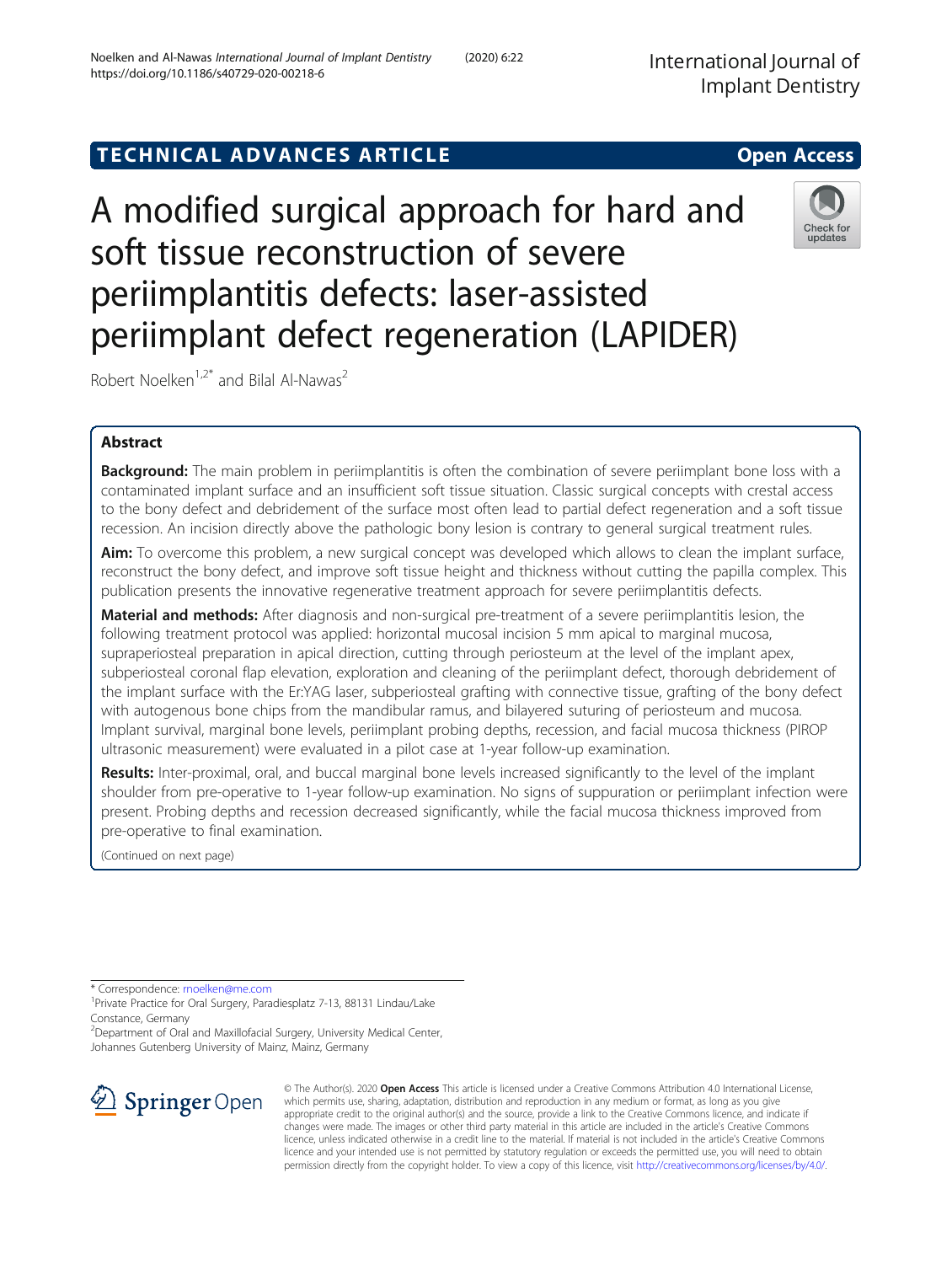TECHNICAL ADVANCES ARTICLE

Open Access

# A modified surgical approach for hard and soft tissue reconstruction of severe periimplantitis defects: laser-assisted periimplant defect regeneration (LAPIDER)

Robert Noelken[1,2*] and Bilal Al-Nawas[2]

## Abstract

**Background:** The main problem in periimplantitis is often the combination of severe periimplant bone loss with a contaminated implant surface and an insufficient soft tissue situation. Classic surgical concepts with crestal access to the bony defect and debridement of the surface most often lead to partial defect regeneration and a soft tissue recession. An incision directly above the pathologic bony lesion is contrary to general surgical treatment rules.

**Aim:** To overcome this problem, a new surgical concept was developed which allows to clean the implant surface, reconstruct the bony defect, and improve soft tissue height and thickness without cutting the papilla complex. This publication presents the innovative regenerative treatment approach for severe periimplantitis defects.

**Material and methods:** After diagnosis and non-surgical pre-treatment of a severe periimplantitis lesion, the following treatment protocol was applied: horizontal mucosal incision 5 mm apical to marginal mucosa, supraperiosteal preparation in apical direction, cutting through periosteum at the level of the implant apex, subperiosteal coronal flap elevation, exploration and cleaning of the periimplant defect, thorough debridement of the implant surface with the Er:YAG laser, subperiosteal grafting with connective tissue, grafting of the bony defect with autogenous bone chips from the mandibular ramus, and bilayered suturing of periosteum and mucosa. Implant survival, marginal bone levels, periimplant probing depths, recession, and facial mucosa thickness (PIROP ultrasonic measurement) were evaluated in a pilot case at 1-year follow-up examination.

**Results:** Inter-proximal, oral, and buccal marginal bone levels increased significantly to the level of the implant shoulder from pre-operative to 1-year follow-up examination. No signs of suppuration or periimplant infection were present. Probing depths and recession decreased significantly, while the facial mucosa thickness improved from pre-operative to final examination.

(Continued on next page)

* Correspondence: rnoelken@me.com
[1]Private Practice for Oral Surgery, Paradiesplatz 7-13, 88131 Lindau/Lake Constance, Germany
[2]Department of Oral and Maxillofacial Surgery, University Medical Center, Johannes Gutenberg University of Mainz, Mainz, Germany

© The Author(s). 2020 **Open Access** This article is licensed under a Creative Commons Attribution 4.0 International License, which permits use, sharing, adaptation, distribution and reproduction in any medium or format, as long as you give appropriate credit to the original author(s) and the source, provide a link to the Creative Commons licence, and indicate if changes were made. The images or other third party material in this article are included in the article's Creative Commons licence, unless indicated otherwise in a credit line to the material. If material is not included in the article's Creative Commons licence and your intended use is not permitted by statutory regulation or exceeds the permitted use, you will need to obtain permission directly from the copyright holder. To view a copy of this licence, visit http://creativecommons.org/licenses/by/4.0/.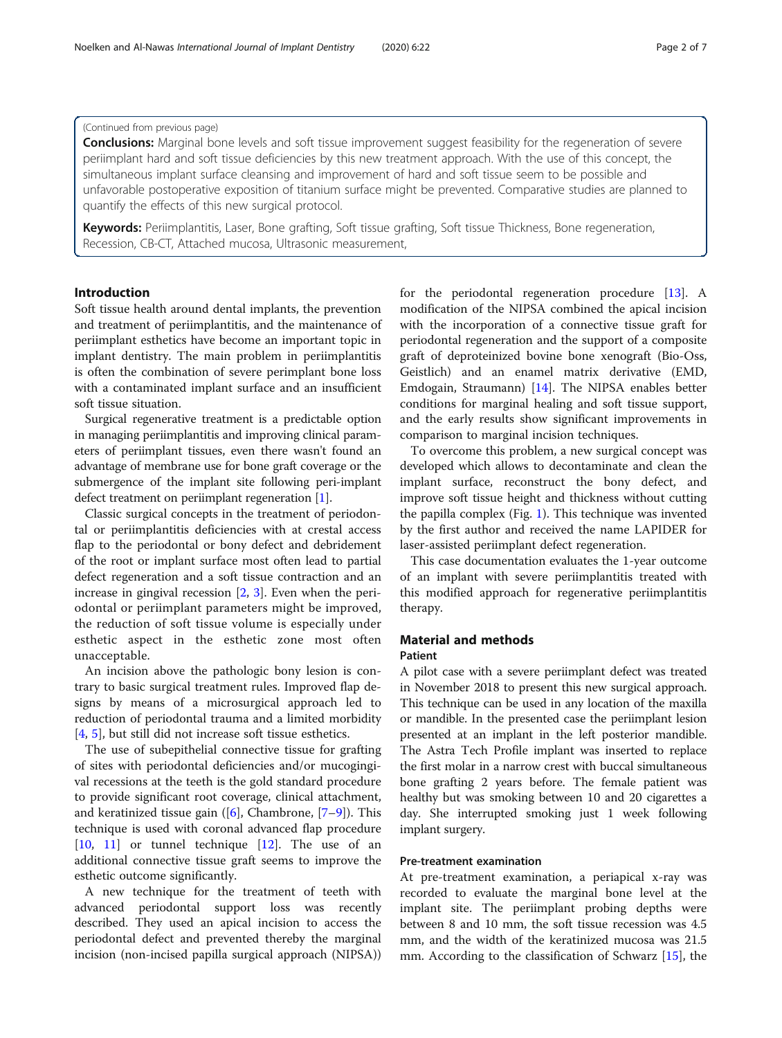(Continued from previous page)

**Conclusions:** Marginal bone levels and soft tissue improvement suggest feasibility for the regeneration of severe periimplant hard and soft tissue deficiencies by this new treatment approach. With the use of this concept, the simultaneous implant surface cleansing and improvement of hard and soft tissue seem to be possible and unfavorable postoperative exposition of titanium surface might be prevented. Comparative studies are planned to quantify the effects of this new surgical protocol.

**Keywords:** Periimplantitis, Laser, Bone grafting, Soft tissue grafting, Soft tissue Thickness, Bone regeneration, Recession, CB-CT, Attached mucosa, Ultrasonic measurement,

## Introduction

Soft tissue health around dental implants, the prevention and treatment of periimplantitis, and the maintenance of periimplant esthetics have become an important topic in implant dentistry. The main problem in periimplantitis is often the combination of severe perimplant bone loss with a contaminated implant surface and an insufficient soft tissue situation.

Surgical regenerative treatment is a predictable option in managing periimplantitis and improving clinical parameters of periimplant tissues, even there wasn't found an advantage of membrane use for bone graft coverage or the submergence of the implant site following peri-implant defect treatment on periimplant regeneration [1].

Classic surgical concepts in the treatment of periodontal or periimplantitis deficiencies with at crestal access flap to the periodontal or bony defect and debridement of the root or implant surface most often lead to partial defect regeneration and a soft tissue contraction and an increase in gingival recession [2, 3]. Even when the periodontal or periimplant parameters might be improved, the reduction of soft tissue volume is especially under esthetic aspect in the esthetic zone most often unacceptable.

An incision above the pathologic bony lesion is contrary to basic surgical treatment rules. Improved flap designs by means of a microsurgical approach led to reduction of periodontal trauma and a limited morbidity [4, 5], but still did not increase soft tissue esthetics.

The use of subepithelial connective tissue for grafting of sites with periodontal deficiencies and/or mucogingival recessions at the teeth is the gold standard procedure to provide significant root coverage, clinical attachment, and keratinized tissue gain ([6], Chambrone, [7–9]). This technique is used with coronal advanced flap procedure [10, 11] or tunnel technique [12]. The use of an additional connective tissue graft seems to improve the esthetic outcome significantly.

A new technique for the treatment of teeth with advanced periodontal support loss was recently described. They used an apical incision to access the periodontal defect and prevented thereby the marginal incision (non-incised papilla surgical approach (NIPSA)) for the periodontal regeneration procedure [13]. A modification of the NIPSA combined the apical incision with the incorporation of a connective tissue graft for periodontal regeneration and the support of a composite graft of deproteinized bovine bone xenograft (Bio-Oss, Geistlich) and an enamel matrix derivative (EMD, Emdogain, Straumann) [14]. The NIPSA enables better conditions for marginal healing and soft tissue support, and the early results show significant improvements in comparison to marginal incision techniques.

To overcome this problem, a new surgical concept was developed which allows to decontaminate and clean the implant surface, reconstruct the bony defect, and improve soft tissue height and thickness without cutting the papilla complex (Fig. 1). This technique was invented by the first author and received the name LAPIDER for laser-assisted periimplant defect regeneration.

This case documentation evaluates the 1-year outcome of an implant with severe periimplantitis treated with this modified approach for regenerative periimplantitis therapy.

## Material and methods

### Patient

A pilot case with a severe periimplant defect was treated in November 2018 to present this new surgical approach. This technique can be used in any location of the maxilla or mandible. In the presented case the periimplant lesion presented at an implant in the left posterior mandible. The Astra Tech Profile implant was inserted to replace the first molar in a narrow crest with buccal simultaneous bone grafting 2 years before. The female patient was healthy but was smoking between 10 and 20 cigarettes a day. She interrupted smoking just 1 week following implant surgery.

### Pre-treatment examination

At pre-treatment examination, a periapical x-ray was recorded to evaluate the marginal bone level at the implant site. The periimplant probing depths were between 8 and 10 mm, the soft tissue recession was 4.5 mm, and the width of the keratinized mucosa was 21.5 mm. According to the classification of Schwarz [15], the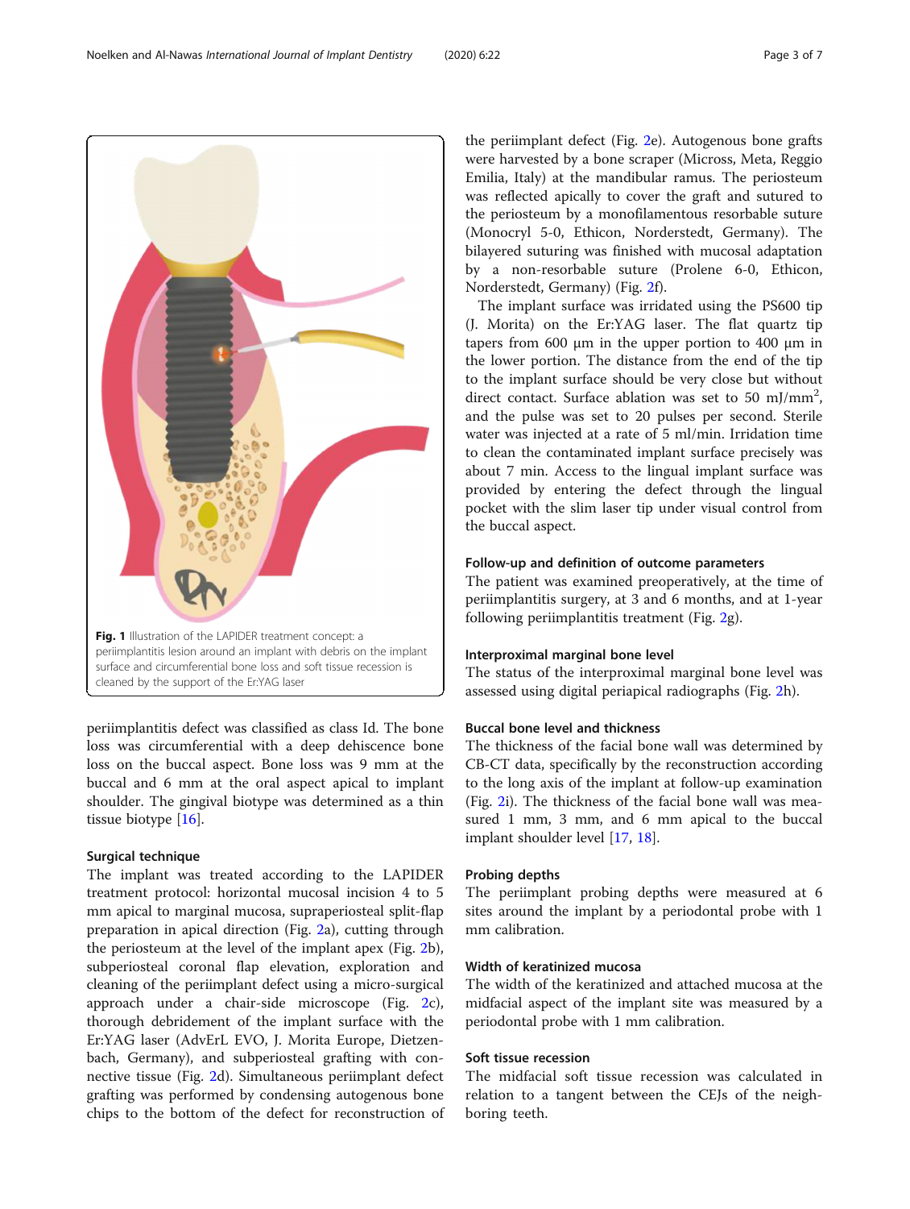**Fig. 1** Illustration of the LAPIDER treatment concept: a periimplantitis lesion around an implant with debris on the implant surface and circumferential bone loss and soft tissue recession is cleaned by the support of the Er:YAG laser

periimplantitis defect was classified as class Id. The bone loss was circumferential with a deep dehiscence bone loss on the buccal aspect. Bone loss was 9 mm at the buccal and 6 mm at the oral aspect apical to implant shoulder. The gingival biotype was determined as a thin tissue biotype [16].

### Surgical technique

The implant was treated according to the LAPIDER treatment protocol: horizontal mucosal incision 4 to 5 mm apical to marginal mucosa, supraperiosteal split-flap preparation in apical direction (Fig. 2a), cutting through the periosteum at the level of the implant apex (Fig. 2b), subperiosteal coronal flap elevation, exploration and cleaning of the periimplant defect using a micro-surgical approach under a chair-side microscope (Fig. 2c), thorough debridement of the implant surface with the Er:YAG laser (AdvErL EVO, J. Morita Europe, Dietzenbach, Germany), and subperiosteal grafting with connective tissue (Fig. 2d). Simultaneous periimplant defect grafting was performed by condensing autogenous bone chips to the bottom of the defect for reconstruction of the periimplant defect (Fig. 2e). Autogenous bone grafts were harvested by a bone scraper (Micross, Meta, Reggio Emilia, Italy) at the mandibular ramus. The periosteum was reflected apically to cover the graft and sutured to the periosteum by a monofilamentous resorbable suture (Monocryl 5-0, Ethicon, Norderstedt, Germany). The bilayered suturing was finished with mucosal adaptation by a non-resorbable suture (Prolene 6-0, Ethicon, Norderstedt, Germany) (Fig. 2f).

The implant surface was irridated using the PS600 tip (J. Morita) on the Er:YAG laser. The flat quartz tip tapers from 600 μm in the upper portion to 400 μm in the lower portion. The distance from the end of the tip to the implant surface should be very close but without direct contact. Surface ablation was set to 50 mJ/mm$^2$, and the pulse was set to 20 pulses per second. Sterile water was injected at a rate of 5 ml/min. Irridation time to clean the contaminated implant surface precisely was about 7 min. Access to the lingual implant surface was provided by entering the defect through the lingual pocket with the slim laser tip under visual control from the buccal aspect.

### Follow-up and definition of outcome parameters

The patient was examined preoperatively, at the time of periimplantitis surgery, at 3 and 6 months, and at 1-year following periimplantitis treatment (Fig. 2g).

### Interproximal marginal bone level

The status of the interproximal marginal bone level was assessed using digital periapical radiographs (Fig. 2h).

### Buccal bone level and thickness

The thickness of the facial bone wall was determined by CB-CT data, specifically by the reconstruction according to the long axis of the implant at follow-up examination (Fig. 2i). The thickness of the facial bone wall was measured 1 mm, 3 mm, and 6 mm apical to the buccal implant shoulder level [17, 18].

### Probing depths

The periimplant probing depths were measured at 6 sites around the implant by a periodontal probe with 1 mm calibration.

### Width of keratinized mucosa

The width of the keratinized and attached mucosa at the midfacial aspect of the implant site was measured by a periodontal probe with 1 mm calibration.

### Soft tissue recession

The midfacial soft tissue recession was calculated in relation to a tangent between the CEJs of the neighboring teeth.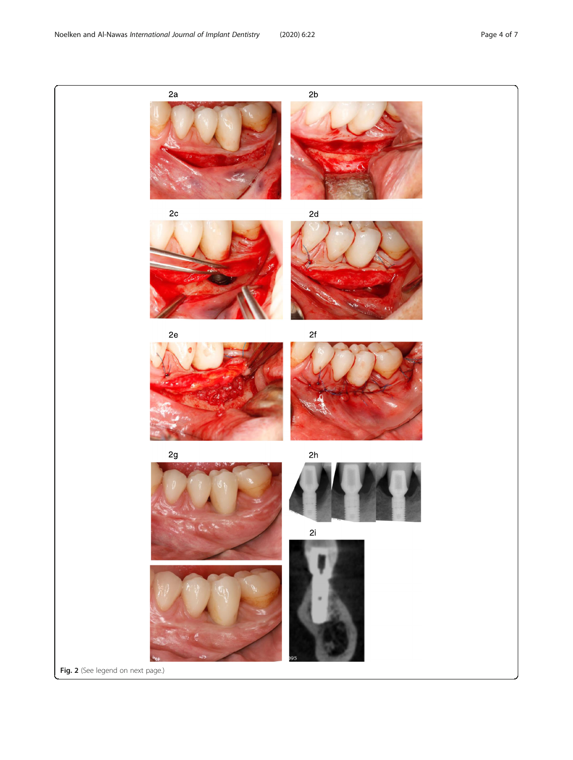**Fig. 2** (See legend on next page.)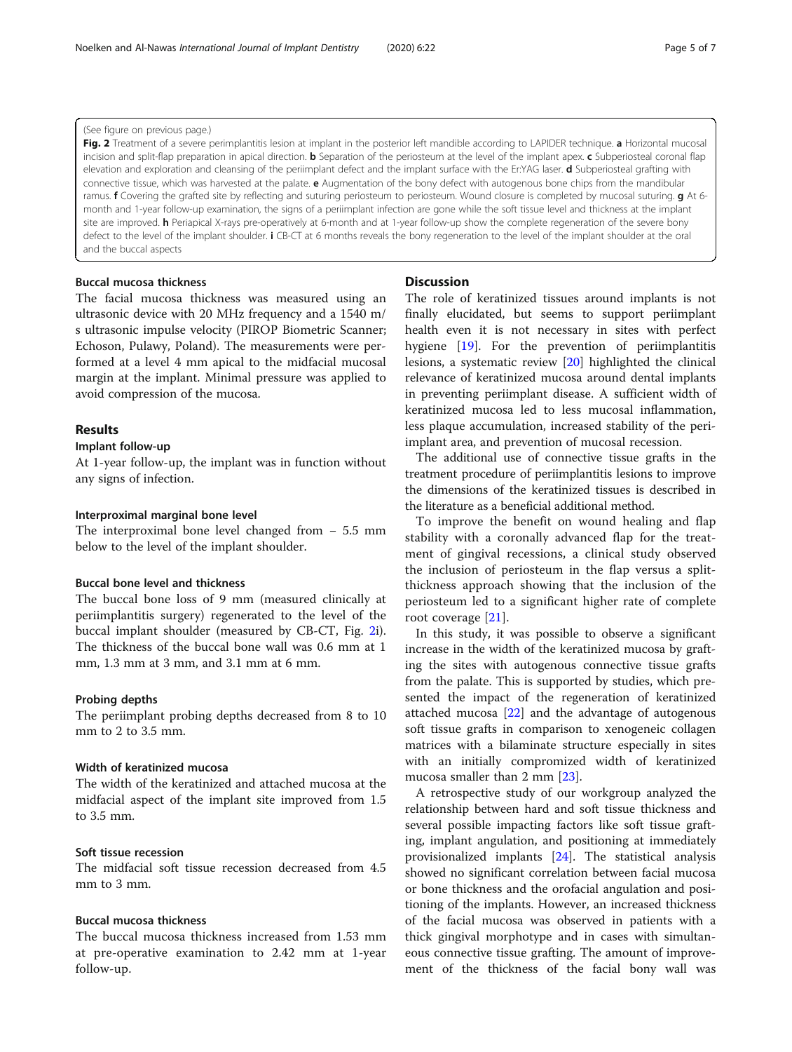(See figure on previous page.)

**Fig. 2** Treatment of a severe perimplantitis lesion at implant in the posterior left mandible according to LAPIDER technique. **a** Horizontal mucosal incision and split-flap preparation in apical direction. **b** Separation of the periosteum at the level of the implant apex. **c** Subperiosteal coronal flap elevation and exploration and cleansing of the periimplant defect and the implant surface with the Er:YAG laser. **d** Subperiosteal grafting with connective tissue, which was harvested at the palate. **e** Augmentation of the bony defect with autogenous bone chips from the mandibular ramus. **f** Covering the grafted site by reflecting and suturing periosteum to periosteum. Wound closure is completed by mucosal suturing. **g** At 6-month and 1-year follow-up examination, the signs of a periimplant infection are gone while the soft tissue level and thickness at the implant site are improved. **h** Periapical X-rays pre-operatively at 6-month and at 1-year follow-up show the complete regeneration of the severe bony defect to the level of the implant shoulder. **i** CB-CT at 6 months reveals the bony regeneration to the level of the implant shoulder at the oral and the buccal aspects

#### Buccal mucosa thickness

The facial mucosa thickness was measured using an ultrasonic device with 20 MHz frequency and a 1540 m/s ultrasonic impulse velocity (PIROP Biometric Scanner; Echoson, Pulawy, Poland). The measurements were performed at a level 4 mm apical to the midfacial mucosal margin at the implant. Minimal pressure was applied to avoid compression of the mucosa.

## Results

### Implant follow-up

At 1-year follow-up, the implant was in function without any signs of infection.

#### Interproximal marginal bone level

The interproximal bone level changed from − 5.5 mm below to the level of the implant shoulder.

#### Buccal bone level and thickness

The buccal bone loss of 9 mm (measured clinically at periimplantitis surgery) regenerated to the level of the buccal implant shoulder (measured by CB-CT, Fig. 2i). The thickness of the buccal bone wall was 0.6 mm at 1 mm, 1.3 mm at 3 mm, and 3.1 mm at 6 mm.

#### Probing depths

The periimplant probing depths decreased from 8 to 10 mm to 2 to 3.5 mm.

#### Width of keratinized mucosa

The width of the keratinized and attached mucosa at the midfacial aspect of the implant site improved from 1.5 to 3.5 mm.

#### Soft tissue recession

The midfacial soft tissue recession decreased from 4.5 mm to 3 mm.

#### Buccal mucosa thickness

The buccal mucosa thickness increased from 1.53 mm at pre-operative examination to 2.42 mm at 1-year follow-up.

## Discussion

The role of keratinized tissues around implants is not finally elucidated, but seems to support periimplant health even it is not necessary in sites with perfect hygiene [19]. For the prevention of periimplantitis lesions, a systematic review [20] highlighted the clinical relevance of keratinized mucosa around dental implants in preventing periimplant disease. A sufficient width of keratinized mucosa led to less mucosal inflammation, less plaque accumulation, increased stability of the periimplant area, and prevention of mucosal recession.

The additional use of connective tissue grafts in the treatment procedure of periimplantitis lesions to improve the dimensions of the keratinized tissues is described in the literature as a beneficial additional method.

To improve the benefit on wound healing and flap stability with a coronally advanced flap for the treatment of gingival recessions, a clinical study observed the inclusion of periosteum in the flap versus a split-thickness approach showing that the inclusion of the periosteum led to a significant higher rate of complete root coverage [21].

In this study, it was possible to observe a significant increase in the width of the keratinized mucosa by grafting the sites with autogenous connective tissue grafts from the palate. This is supported by studies, which presented the impact of the regeneration of keratinized attached mucosa [22] and the advantage of autogenous soft tissue grafts in comparison to xenogeneic collagen matrices with a bilaminate structure especially in sites with an initially compromized width of keratinized mucosa smaller than 2 mm [23].

A retrospective study of our workgroup analyzed the relationship between hard and soft tissue thickness and several possible impacting factors like soft tissue grafting, implant angulation, and positioning at immediately provisionalized implants [24]. The statistical analysis showed no significant correlation between facial mucosa or bone thickness and the orofacial angulation and positioning of the implants. However, an increased thickness of the facial mucosa was observed in patients with a thick gingival morphotype and in cases with simultaneous connective tissue grafting. The amount of improvement of the thickness of the facial bony wall was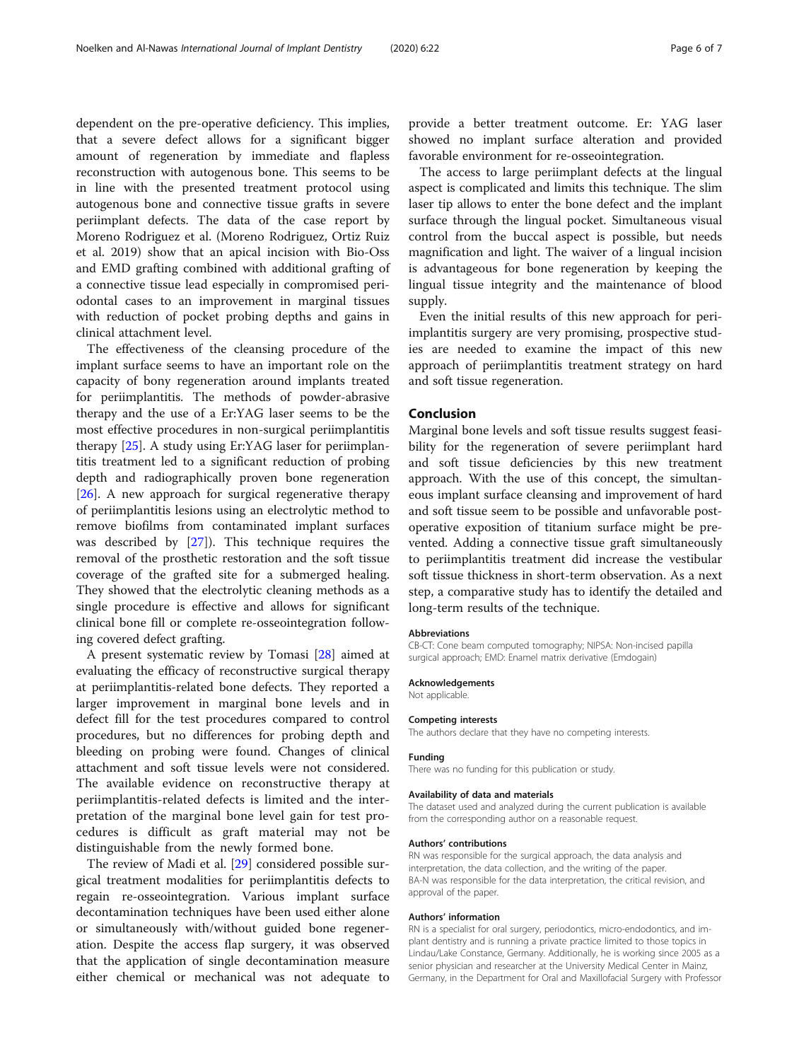dependent on the pre-operative deficiency. This implies, that a severe defect allows for a significant bigger amount of regeneration by immediate and flapless reconstruction with autogenous bone. This seems to be in line with the presented treatment protocol using autogenous bone and connective tissue grafts in severe periimplant defects. The data of the case report by Moreno Rodriguez et al. (Moreno Rodriguez, Ortiz Ruiz et al. 2019) show that an apical incision with Bio-Oss and EMD grafting combined with additional grafting of a connective tissue lead especially in compromised periodontal cases to an improvement in marginal tissues with reduction of pocket probing depths and gains in clinical attachment level.

The effectiveness of the cleansing procedure of the implant surface seems to have an important role on the capacity of bony regeneration around implants treated for periimplantitis. The methods of powder-abrasive therapy and the use of a Er:YAG laser seems to be the most effective procedures in non-surgical periimplantitis therapy [25]. A study using Er:YAG laser for periimplantitis treatment led to a significant reduction of probing depth and radiographically proven bone regeneration [26]. A new approach for surgical regenerative therapy of periimplantitis lesions using an electrolytic method to remove biofilms from contaminated implant surfaces was described by [27]). This technique requires the removal of the prosthetic restoration and the soft tissue coverage of the grafted site for a submerged healing. They showed that the electrolytic cleaning methods as a single procedure is effective and allows for significant clinical bone fill or complete re-osseointegration following covered defect grafting.

A present systematic review by Tomasi [28] aimed at evaluating the efficacy of reconstructive surgical therapy at periimplantitis-related bone defects. They reported a larger improvement in marginal bone levels and in defect fill for the test procedures compared to control procedures, but no differences for probing depth and bleeding on probing were found. Changes of clinical attachment and soft tissue levels were not considered. The available evidence on reconstructive therapy at periimplantitis-related defects is limited and the interpretation of the marginal bone level gain for test procedures is difficult as graft material may not be distinguishable from the newly formed bone.

The review of Madi et al. [29] considered possible surgical treatment modalities for periimplantitis defects to regain re-osseointegration. Various implant surface decontamination techniques have been used either alone or simultaneously with/without guided bone regeneration. Despite the access flap surgery, it was observed that the application of single decontamination measure either chemical or mechanical was not adequate to provide a better treatment outcome. Er: YAG laser showed no implant surface alteration and provided favorable environment for re-osseointegration.

The access to large periimplant defects at the lingual aspect is complicated and limits this technique. The slim laser tip allows to enter the bone defect and the implant surface through the lingual pocket. Simultaneous visual control from the buccal aspect is possible, but needs magnification and light. The waiver of a lingual incision is advantageous for bone regeneration by keeping the lingual tissue integrity and the maintenance of blood supply.

Even the initial results of this new approach for periimplantitis surgery are very promising, prospective studies are needed to examine the impact of this new approach of periimplantitis treatment strategy on hard and soft tissue regeneration.

## Conclusion

Marginal bone levels and soft tissue results suggest feasibility for the regeneration of severe periimplant hard and soft tissue deficiencies by this new treatment approach. With the use of this concept, the simultaneous implant surface cleansing and improvement of hard and soft tissue seem to be possible and unfavorable postoperative exposition of titanium surface might be prevented. Adding a connective tissue graft simultaneously to periimplantitis treatment did increase the vestibular soft tissue thickness in short-term observation. As a next step, a comparative study has to identify the detailed and long-term results of the technique.

#### Abbreviations

CB-CT: Cone beam computed tomography; NIPSA: Non-incised papilla surgical approach; EMD: Enamel matrix derivative (Emdogain)

#### Acknowledgements

Not applicable.

#### Competing interests

The authors declare that they have no competing interests.

#### Funding

There was no funding for this publication or study.

#### Availability of data and materials

The dataset used and analyzed during the current publication is available from the corresponding author on a reasonable request.

#### Authors' contributions

RN was responsible for the surgical approach, the data analysis and interpretation, the data collection, and the writing of the paper.
BA-N was responsible for the data interpretation, the critical revision, and approval of the paper.

#### Authors' information

RN is a specialist for oral surgery, periodontics, micro-endodontics, and implant dentistry and is running a private practice limited to those topics in Lindau/Lake Constance, Germany. Additionally, he is working since 2005 as a senior physician and researcher at the University Medical Center in Mainz, Germany, in the Department for Oral and Maxillofacial Surgery with Professor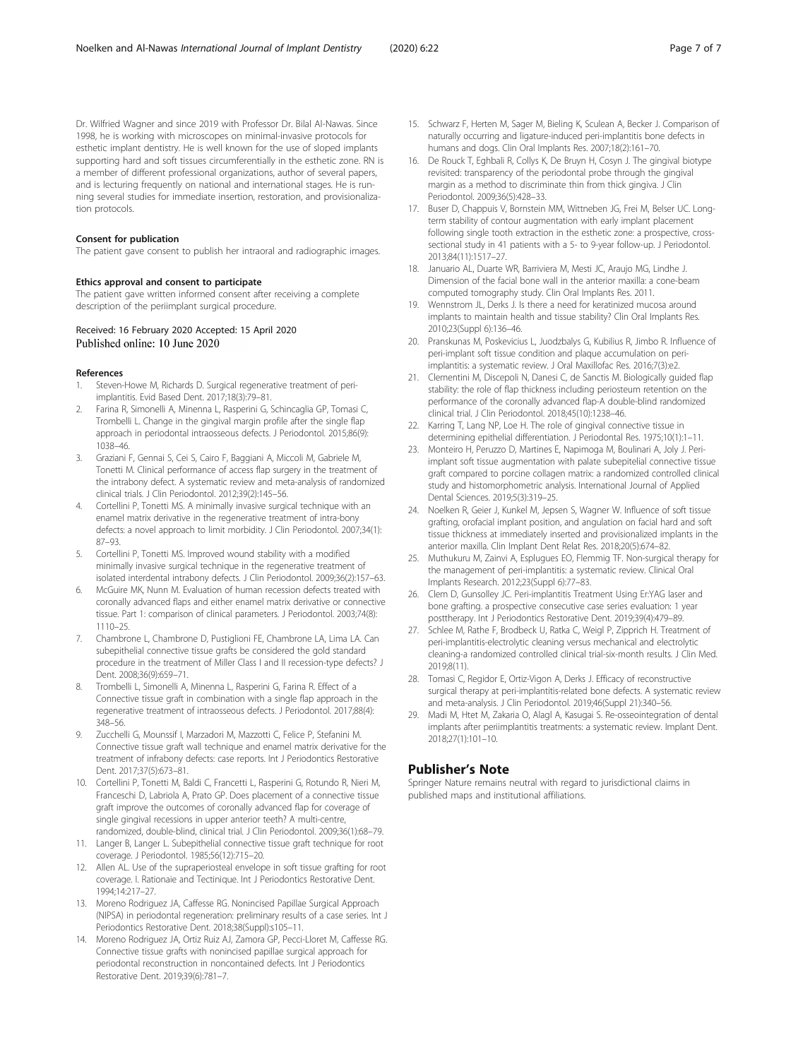Dr. Wilfried Wagner and since 2019 with Professor Dr. Bilal Al-Nawas. Since 1998, he is working with microscopes on minimal-invasive protocols for esthetic implant dentistry. He is well known for the use of sloped implants supporting hard and soft tissues circumferentially in the esthetic zone. RN is a member of different professional organizations, author of several papers, and is lecturing frequently on national and international stages. He is running several studies for immediate insertion, restoration, and provisionalization protocols.

#### Consent for publication

The patient gave consent to publish her intraoral and radiographic images.

#### Ethics approval and consent to participate

The patient gave written informed consent after receiving a complete description of the periimplant surgical procedure.

Received: 16 February 2020 Accepted: 15 April 2020
Published online: 10 June 2020

#### References

1. Steven-Howe M, Richards D. Surgical regenerative treatment of peri-implantitis. Evid Based Dent. 2017;18(3):79–81.
2. Farina R, Simonelli A, Minenna L, Rasperini G, Schincaglia GP, Tomasi C, Trombelli L. Change in the gingival margin profile after the single flap approach in periodontal intraosseous defects. J Periodontol. 2015;86(9):1038–46.
3. Graziani F, Gennai S, Cei S, Cairo F, Baggiani A, Miccoli M, Gabriele M, Tonetti M. Clinical performance of access flap surgery in the treatment of the intrabony defect. A systematic review and meta-analysis of randomized clinical trials. J Clin Periodontol. 2012;39(2):145–56.
4. Cortellini P, Tonetti MS. A minimally invasive surgical technique with an enamel matrix derivative in the regenerative treatment of intra-bony defects: a novel approach to limit morbidity. J Clin Periodontol. 2007;34(1):87–93.
5. Cortellini P, Tonetti MS. Improved wound stability with a modified minimally invasive surgical technique in the regenerative treatment of isolated interdental intrabony defects. J Clin Periodontol. 2009;36(2):157–63.
6. McGuire MK, Nunn M. Evaluation of human recession defects treated with coronally advanced flaps and either enamel matrix derivative or connective tissue. Part 1: comparison of clinical parameters. J Periodontol. 2003;74(8):1110–25.
7. Chambrone L, Chambrone D, Pustiglioni FE, Chambrone LA, Lima LA. Can subepithelial connective tissue grafts be considered the gold standard procedure in the treatment of Miller Class I and II recession-type defects? J Dent. 2008;36(9):659–71.
8. Trombelli L, Simonelli A, Minenna L, Rasperini G, Farina R. Effect of a Connective tissue graft in combination with a single flap approach in the regenerative treatment of intraosseous defects. J Periodontol. 2017;88(4):348–56.
9. Zucchelli G, Mounssif I, Marzadori M, Mazzotti C, Felice P, Stefanini M. Connective tissue graft wall technique and enamel matrix derivative for the treatment of infrabony defects: case reports. Int J Periodontics Restorative Dent. 2017;37(5):673–81.
10. Cortellini P, Tonetti M, Baldi C, Francetti L, Rasperini G, Rotundo R, Nieri M, Franceschi D, Labriola A, Prato GP. Does placement of a connective tissue graft improve the outcomes of coronally advanced flap for coverage of single gingival recessions in upper anterior teeth? A multi-centre, randomized, double-blind, clinical trial. J Clin Periodontol. 2009;36(1):68–79.
11. Langer B, Langer L. Subepithelial connective tissue graft technique for root coverage. J Periodontol. 1985;56(12):715–20.
12. Allen AL. Use of the supraperiosteal envelope in soft tissue grafting for root coverage. I. Rationale and Tectinique. Int J Periodontics Restorative Dent. 1994;14:217–27.
13. Moreno Rodriguez JA, Caffesse RG. Nonincised Papillae Surgical Approach (NIPSA) in periodontal regeneration: preliminary results of a case series. Int J Periodontics Restorative Dent. 2018;38(Suppl):s105–11.
14. Moreno Rodriguez JA, Ortiz Ruiz AJ, Zamora GP, Pecci-Lloret M, Caffesse RG. Connective tissue grafts with nonincised papillae surgical approach for periodontal reconstruction in noncontained defects. Int J Periodontics Restorative Dent. 2019;39(6):781–7.
15. Schwarz F, Herten M, Sager M, Bieling K, Sculean A, Becker J. Comparison of naturally occurring and ligature-induced peri-implantitis bone defects in humans and dogs. Clin Oral Implants Res. 2007;18(2):161–70.
16. De Rouck T, Eghbali R, Collys K, De Bruyn H, Cosyn J. The gingival biotype revisited: transparency of the periodontal probe through the gingival margin as a method to discriminate thin from thick gingiva. J Clin Periodontol. 2009;36(5):428–33.
17. Buser D, Chappuis V, Bornstein MM, Wittneben JG, Frei M, Belser UC. Long-term stability of contour augmentation with early implant placement following single tooth extraction in the esthetic zone: a prospective, cross-sectional study in 41 patients with a 5- to 9-year follow-up. J Periodontol. 2013;84(11):1517–27.
18. Januario AL, Duarte WR, Barriviera M, Mesti JC, Araujo MG, Lindhe J. Dimension of the facial bone wall in the anterior maxilla: a cone-beam computed tomography study. Clin Oral Implants Res. 2011.
19. Wennstrom JL, Derks J. Is there a need for keratinized mucosa around implants to maintain health and tissue stability? Clin Oral Implants Res. 2010;23(Suppl 6):136–46.
20. Pranskunas M, Poskevicius L, Juodzbalys G, Kubilius R, Jimbo R. Influence of peri-implant soft tissue condition and plaque accumulation on peri-implantitis: a systematic review. J Oral Maxillofac Res. 2016;7(3):e2.
21. Clementini M, Discepoli N, Danesi C, de Sanctis M. Biologically guided flap stability: the role of flap thickness including periosteum retention on the performance of the coronally advanced flap-A double-blind randomized clinical trial. J Clin Periodontol. 2018;45(10):1238–46.
22. Karring T, Lang NP, Loe H. The role of gingival connective tissue in determining epithelial differentiation. J Periodontal Res. 1975;10(1):1–11.
23. Monteiro H, Peruzzo D, Martines E, Napimoga M, Boulinari A, Joly J. Peri-implant soft tissue augmentation with palate subepitelial connective tissue graft compared to porcine collagen matrix: a randomized controlled clinical study and histomorphometric analysis. International Journal of Applied Dental Sciences. 2019;5(3):319–25.
24. Noelken R, Geier J, Kunkel M, Jepsen S, Wagner W. Influence of soft tissue grafting, orofacial implant position, and angulation on facial hard and soft tissue thickness at immediately inserted and provisionalized implants in the anterior maxilla. Clin Implant Dent Relat Res. 2018;20(5):674–82.
25. Muthukuru M, Zainvi A, Esplugues EO, Flemmig TF. Non-surgical therapy for the management of peri-implantitis: a systematic review. Clinical Oral Implants Research. 2012;23(Suppl 6):77–83.
26. Clem D, Gunsolley JC. Peri-implantitis Treatment Using Er:YAG laser and bone grafting. a prospective consecutive case series evaluation: 1 year posttherapy. Int J Periodontics Restorative Dent. 2019;39(4):479–89.
27. Schlee M, Rathe F, Brodbeck U, Ratka C, Weigl P, Zipprich H. Treatment of peri-implantitis-electrolytic cleaning versus mechanical and electrolytic cleaning-a randomized controlled clinical trial-six-month results. J Clin Med. 2019;8(11).
28. Tomasi C, Regidor E, Ortiz-Vigon A, Derks J. Efficacy of reconstructive surgical therapy at peri-implantitis-related bone defects. A systematic review and meta-analysis. J Clin Periodontol. 2019;46(Suppl 21):340–56.
29. Madi M, Htet M, Zakaria O, Alagl A, Kasugai S. Re-osseointegration of dental implants after periimplantitis treatments: a systematic review. Implant Dent. 2018;27(1):101–10.

## Publisher's Note

Springer Nature remains neutral with regard to jurisdictional claims in published maps and institutional affiliations.